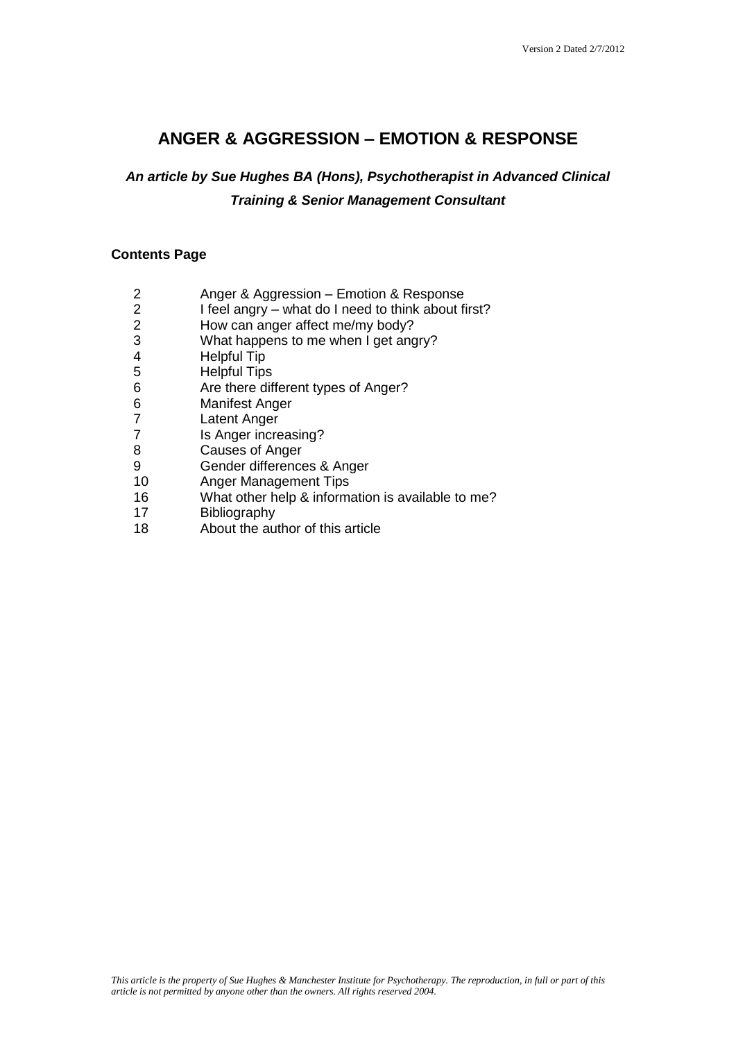Version 2 Dated 2/7/2012

# ANGER & AGGRESSION – EMOTION & RESPONSE

***An article by Sue Hughes BA (Hons), Psychotherapist in Advanced Clinical Training & Senior Management Consultant***

**Contents Page**

| | |
|---|---|
| 2 | Anger & Aggression – Emotion & Response |
| 2 | I feel angry – what do I need to think about first? |
| 2 | How can anger affect me/my body? |
| 3 | What happens to me when I get angry? |
| 4 | Helpful Tip |
| 5 | Helpful Tips |
| 6 | Are there different types of Anger? |
| 6 | Manifest Anger |
| 7 | Latent Anger |
| 7 | Is Anger increasing? |
| 8 | Causes of Anger |
| 9 | Gender differences & Anger |
| 10 | Anger Management Tips |
| 16 | What other help & information is available to me? |
| 17 | Bibliography |
| 18 | About the author of this article |

*This article is the property of Sue Hughes & Manchester Institute for Psychotherapy. The reproduction, in full or part of this article is not permitted by anyone other than the owners. All rights reserved 2004.*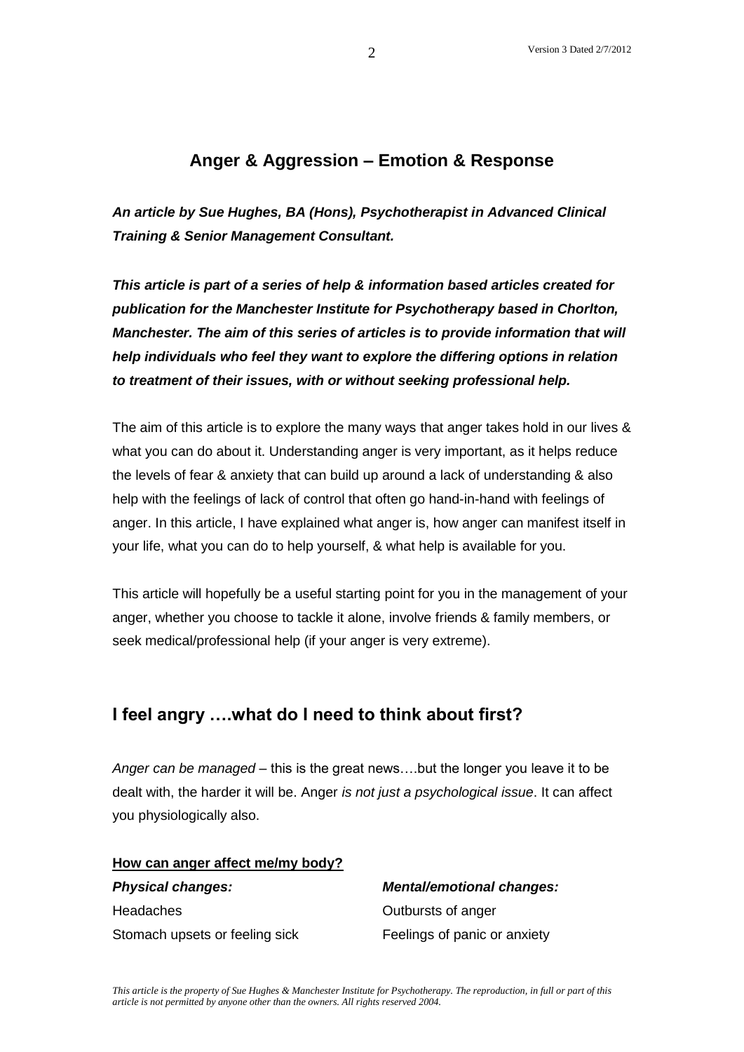## Anger & Aggression – Emotion & Response

***An article by Sue Hughes, BA (Hons), Psychotherapist in Advanced Clinical Training & Senior Management Consultant.***

***This article is part of a series of help & information based articles created for publication for the Manchester Institute for Psychotherapy based in Chorlton, Manchester. The aim of this series of articles is to provide information that will help individuals who feel they want to explore the differing options in relation to treatment of their issues, with or without seeking professional help.***

The aim of this article is to explore the many ways that anger takes hold in our lives & what you can do about it. Understanding anger is very important, as it helps reduce the levels of fear & anxiety that can build up around a lack of understanding & also help with the feelings of lack of control that often go hand-in-hand with feelings of anger. In this article, I have explained what anger is, how anger can manifest itself in your life, what you can do to help yourself, & what help is available for you.

This article will hopefully be a useful starting point for you in the management of your anger, whether you choose to tackle it alone, involve friends & family members, or seek medical/professional help (if your anger is very extreme).

## I feel angry ….what do I need to think about first?

*Anger can be managed* – this is the great news….but the longer you leave it to be dealt with, the harder it will be. Anger *is not just a psychological issue*. It can affect you physiologically also.

**How can anger affect me/my body?**

| ***Physical changes:*** | ***Mental/emotional changes:*** |
|---|---|
| Headaches | Outbursts of anger |
| Stomach upsets or feeling sick | Feelings of panic or anxiety |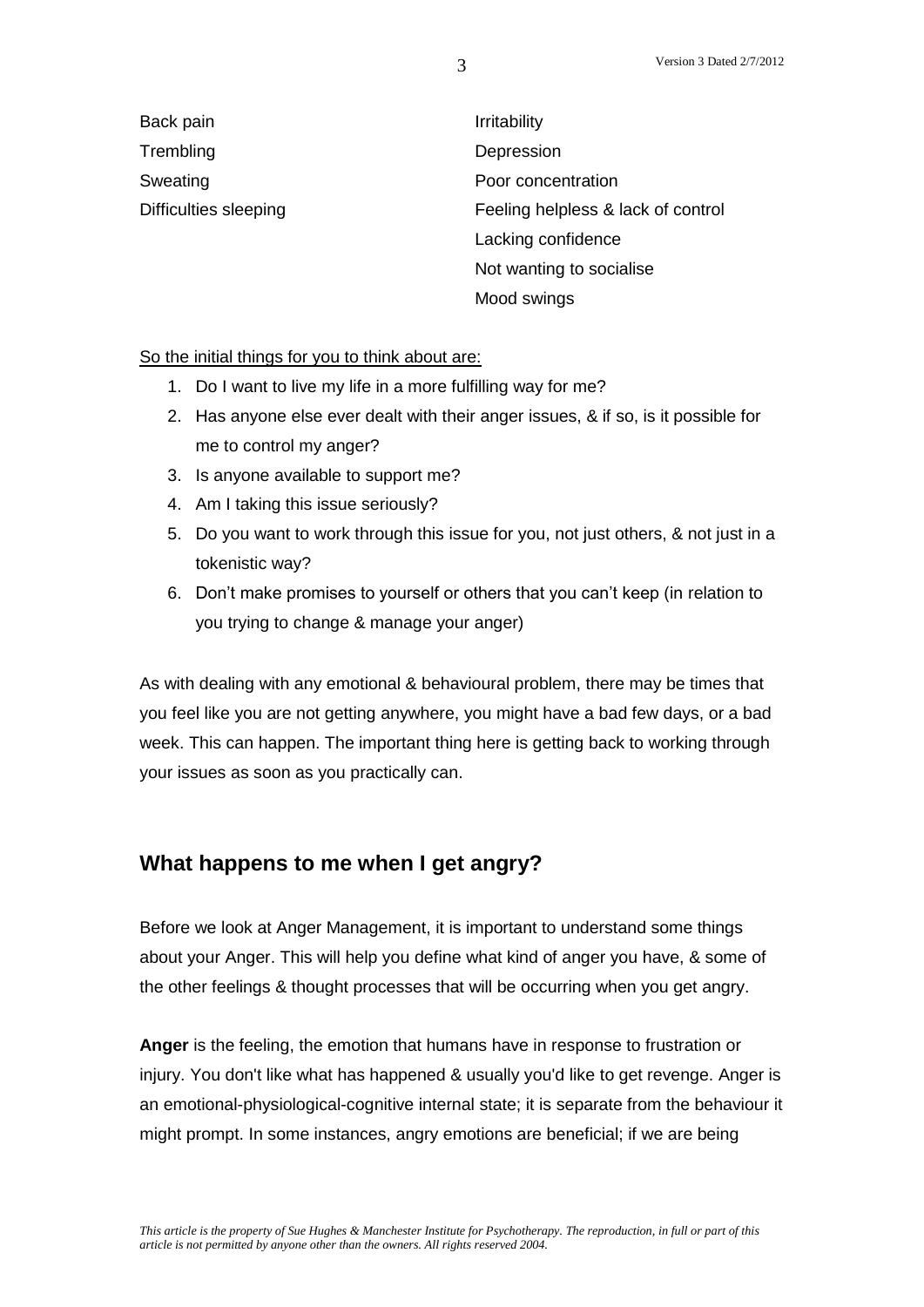Back pain
Trembling
Sweating
Difficulties sleeping

Irritability
Depression
Poor concentration
Feeling helpless & lack of control
Lacking confidence
Not wanting to socialise
Mood swings

<u>So the initial things for you to think about are:</u>

1. Do I want to live my life in a more fulfilling way for me?
2. Has anyone else ever dealt with their anger issues, & if so, is it possible for me to control my anger?
3. Is anyone available to support me?
4. Am I taking this issue seriously?
5. Do you want to work through this issue for you, not just others, & not just in a tokenistic way?
6. Don't make promises to yourself or others that you can't keep (in relation to you trying to change & manage your anger)

As with dealing with any emotional & behavioural problem, there may be times that you feel like you are not getting anywhere, you might have a bad few days, or a bad week. This can happen. The important thing here is getting back to working through your issues as soon as you practically can.

## What happens to me when I get angry?

Before we look at Anger Management, it is important to understand some things about your Anger. This will help you define what kind of anger you have, & some of the other feelings & thought processes that will be occurring when you get angry.

**Anger** is the feeling, the emotion that humans have in response to frustration or injury. You don't like what has happened & usually you'd like to get revenge. Anger is an emotional-physiological-cognitive internal state; it is separate from the behaviour it might prompt. In some instances, angry emotions are beneficial; if we are being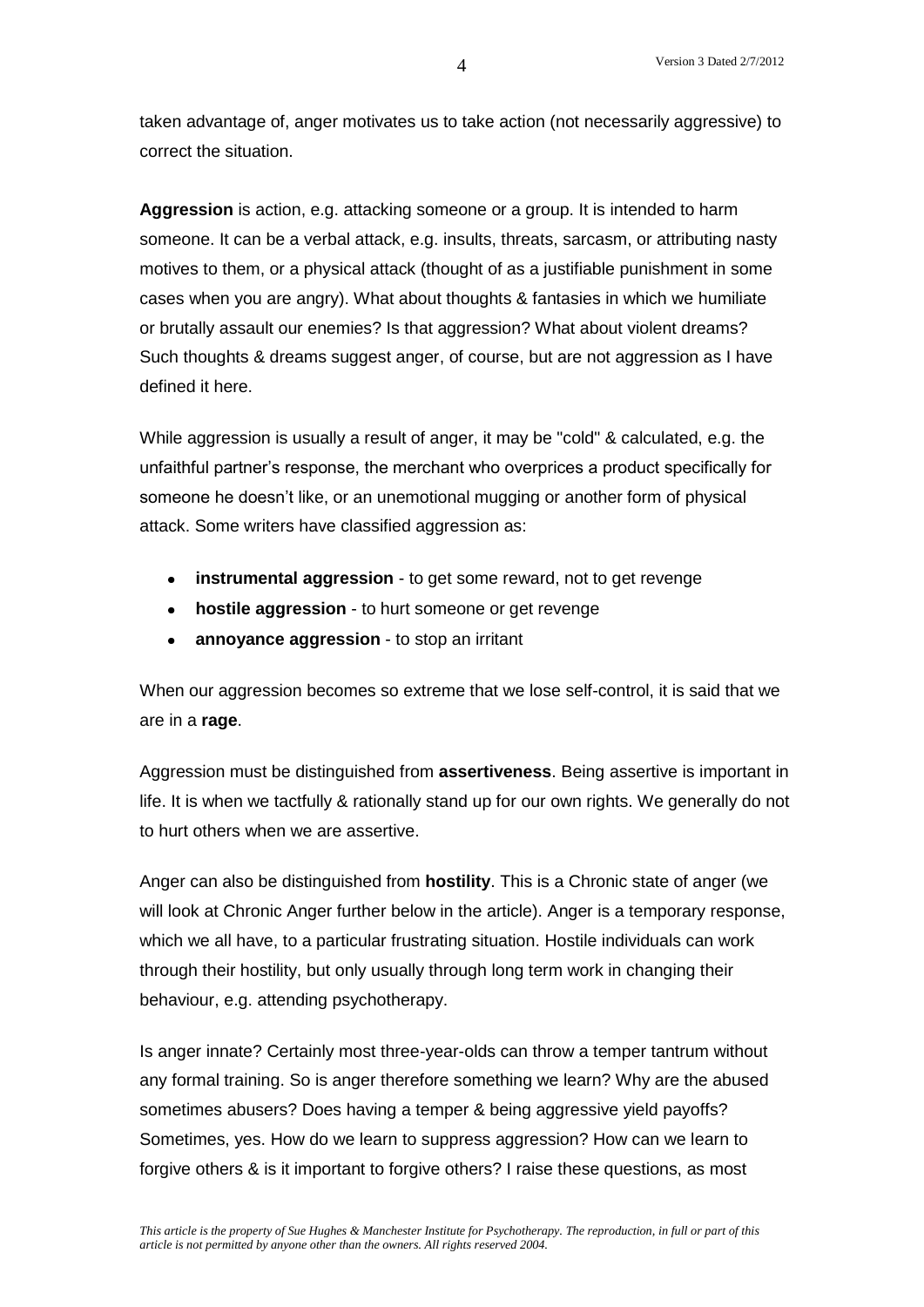taken advantage of, anger motivates us to take action (not necessarily aggressive) to correct the situation.

**Aggression** is action, e.g. attacking someone or a group. It is intended to harm someone. It can be a verbal attack, e.g. insults, threats, sarcasm, or attributing nasty motives to them, or a physical attack (thought of as a justifiable punishment in some cases when you are angry). What about thoughts & fantasies in which we humiliate or brutally assault our enemies? Is that aggression? What about violent dreams? Such thoughts & dreams suggest anger, of course, but are not aggression as I have defined it here.

While aggression is usually a result of anger, it may be "cold" & calculated, e.g. the unfaithful partner's response, the merchant who overprices a product specifically for someone he doesn't like, or an unemotional mugging or another form of physical attack. Some writers have classified aggression as:

- **instrumental aggression** - to get some reward, not to get revenge
- **hostile aggression** - to hurt someone or get revenge
- **annoyance aggression** - to stop an irritant

When our aggression becomes so extreme that we lose self-control, it is said that we are in a **rage**.

Aggression must be distinguished from **assertiveness**. Being assertive is important in life. It is when we tactfully & rationally stand up for our own rights. We generally do not to hurt others when we are assertive.

Anger can also be distinguished from **hostility**. This is a Chronic state of anger (we will look at Chronic Anger further below in the article). Anger is a temporary response, which we all have, to a particular frustrating situation. Hostile individuals can work through their hostility, but only usually through long term work in changing their behaviour, e.g. attending psychotherapy.

Is anger innate? Certainly most three-year-olds can throw a temper tantrum without any formal training. So is anger therefore something we learn? Why are the abused sometimes abusers? Does having a temper & being aggressive yield payoffs? Sometimes, yes. How do we learn to suppress aggression? How can we learn to forgive others & is it important to forgive others? I raise these questions, as most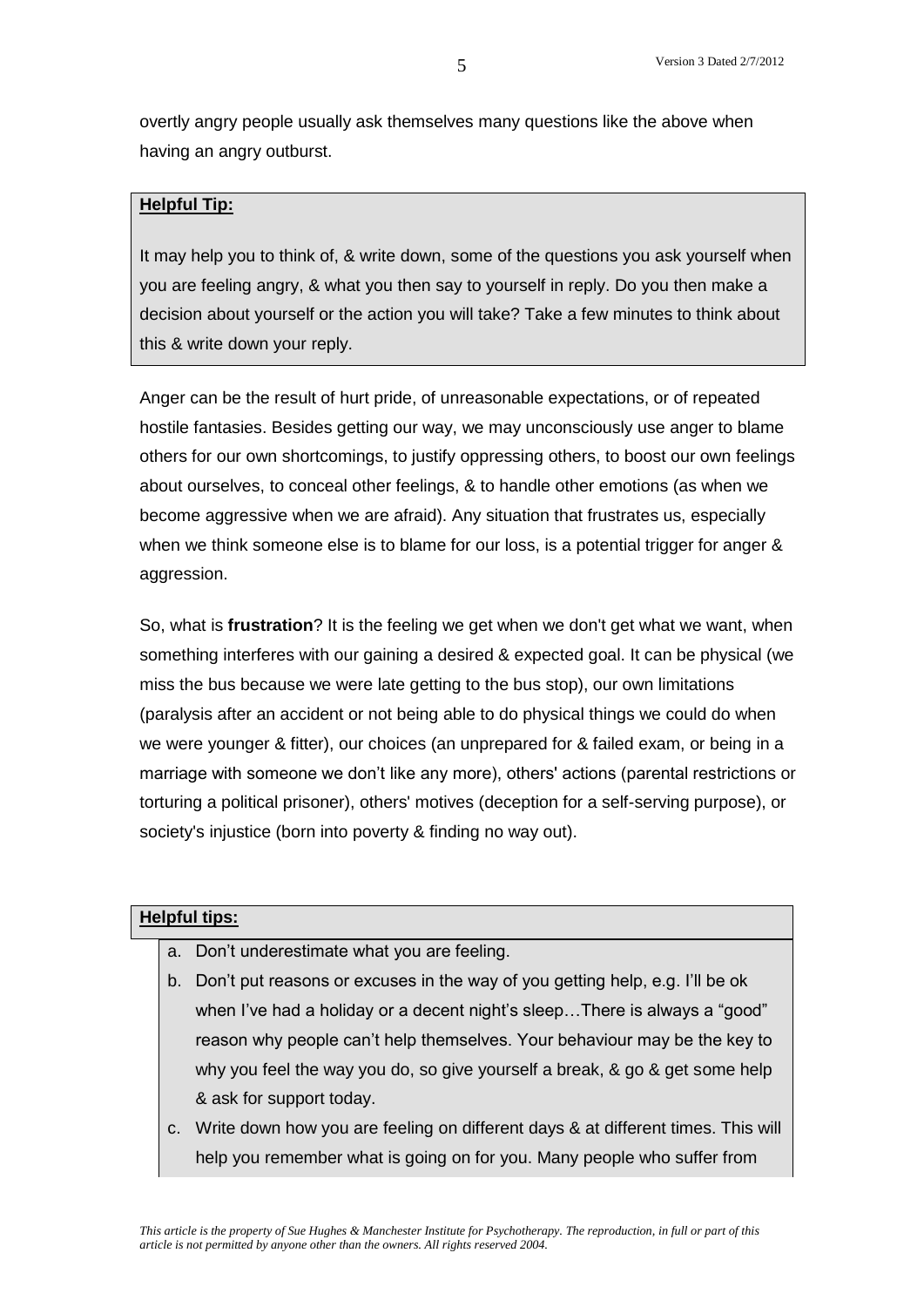overtly angry people usually ask themselves many questions like the above when having an angry outburst.

**Helpful Tip:**

It may help you to think of, & write down, some of the questions you ask yourself when you are feeling angry, & what you then say to yourself in reply. Do you then make a decision about yourself or the action you will take? Take a few minutes to think about this & write down your reply.

Anger can be the result of hurt pride, of unreasonable expectations, or of repeated hostile fantasies. Besides getting our way, we may unconsciously use anger to blame others for our own shortcomings, to justify oppressing others, to boost our own feelings about ourselves, to conceal other feelings, & to handle other emotions (as when we become aggressive when we are afraid). Any situation that frustrates us, especially when we think someone else is to blame for our loss, is a potential trigger for anger & aggression.

So, what is **frustration**? It is the feeling we get when we don't get what we want, when something interferes with our gaining a desired & expected goal. It can be physical (we miss the bus because we were late getting to the bus stop), our own limitations (paralysis after an accident or not being able to do physical things we could do when we were younger & fitter), our choices (an unprepared for & failed exam, or being in a marriage with someone we don't like any more), others' actions (parental restrictions or torturing a political prisoner), others' motives (deception for a self-serving purpose), or society's injustice (born into poverty & finding no way out).

**Helpful tips:**

a. Don't underestimate what you are feeling.
b. Don't put reasons or excuses in the way of you getting help, e.g. I'll be ok when I've had a holiday or a decent night's sleep…There is always a "good" reason why people can't help themselves. Your behaviour may be the key to why you feel the way you do, so give yourself a break, & go & get some help & ask for support today.
c. Write down how you are feeling on different days & at different times. This will help you remember what is going on for you. Many people who suffer from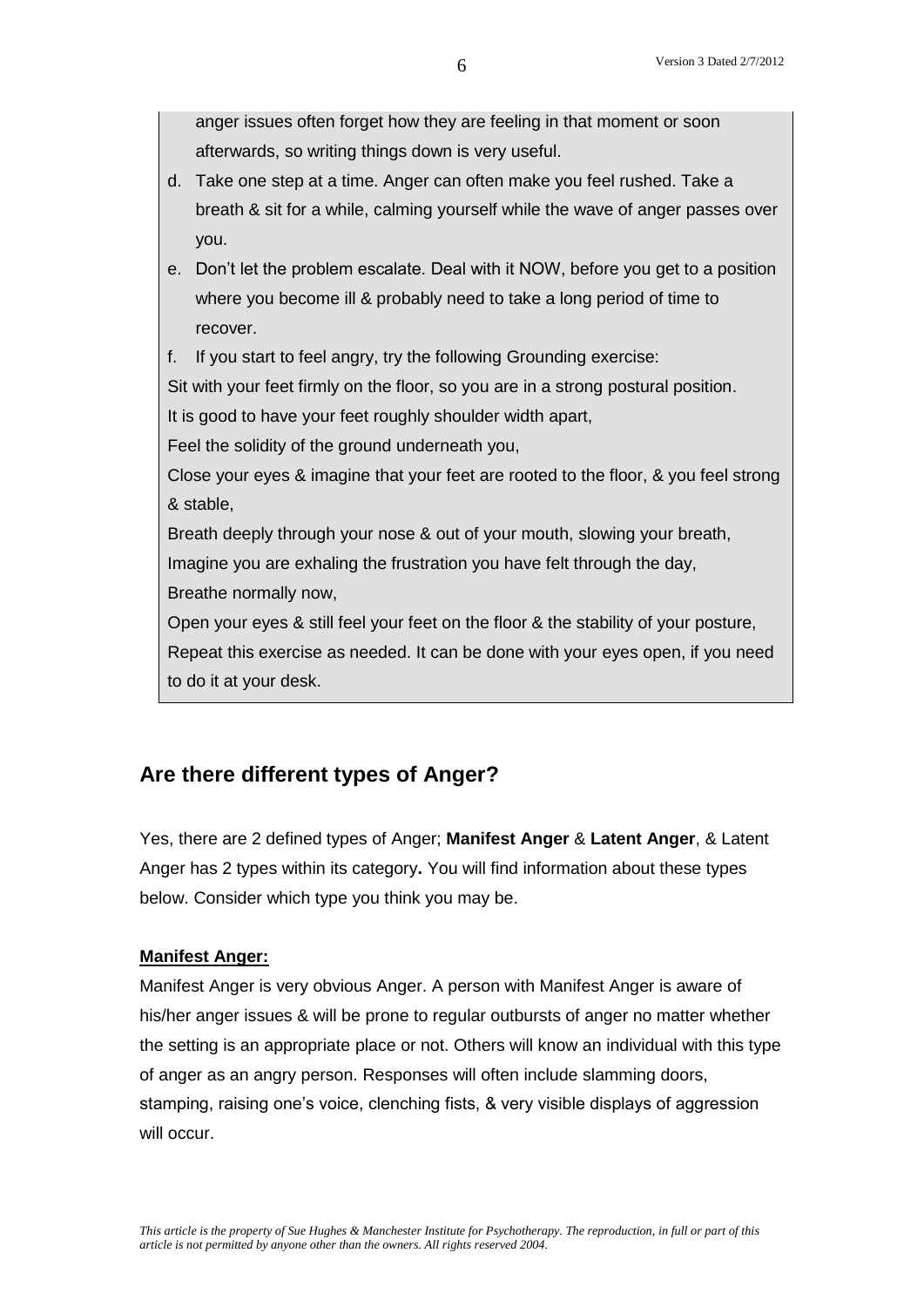anger issues often forget how they are feeling in that moment or soon afterwards, so writing things down is very useful.

d. Take one step at a time. Anger can often make you feel rushed. Take a breath & sit for a while, calming yourself while the wave of anger passes over you.
e. Don't let the problem escalate. Deal with it NOW, before you get to a position where you become ill & probably need to take a long period of time to recover.
f. If you start to feel angry, try the following Grounding exercise:

Sit with your feet firmly on the floor, so you are in a strong postural position.
It is good to have your feet roughly shoulder width apart,
Feel the solidity of the ground underneath you,
Close your eyes & imagine that your feet are rooted to the floor, & you feel strong & stable,
Breath deeply through your nose & out of your mouth, slowing your breath,
Imagine you are exhaling the frustration you have felt through the day,
Breathe normally now,
Open your eyes & still feel your feet on the floor & the stability of your posture,
Repeat this exercise as needed. It can be done with your eyes open, if you need to do it at your desk.

## Are there different types of Anger?

Yes, there are 2 defined types of Anger; **Manifest Anger** & **Latent Anger**, & Latent Anger has 2 types within its category**.** You will find information about these types below. Consider which type you think you may be.

### Manifest Anger:

Manifest Anger is very obvious Anger. A person with Manifest Anger is aware of his/her anger issues & will be prone to regular outbursts of anger no matter whether the setting is an appropriate place or not. Others will know an individual with this type of anger as an angry person. Responses will often include slamming doors, stamping, raising one's voice, clenching fists, & very visible displays of aggression will occur.

*This article is the property of Sue Hughes & Manchester Institute for Psychotherapy. The reproduction, in full or part of this article is not permitted by anyone other than the owners. All rights reserved 2004.*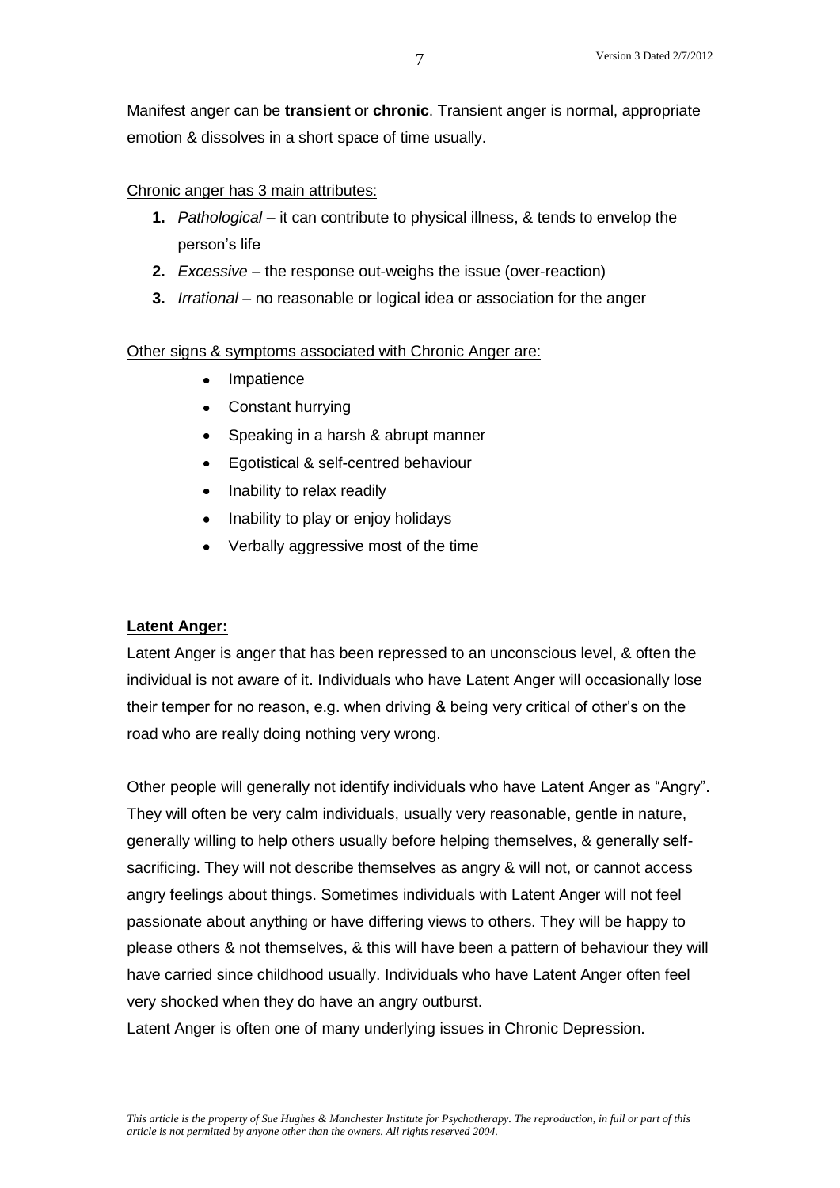Manifest anger can be **transient** or **chronic**. Transient anger is normal, appropriate emotion & dissolves in a short space of time usually.

Chronic anger has 3 main attributes:

1. *Pathological* – it can contribute to physical illness, & tends to envelop the person's life
2. *Excessive* – the response out-weighs the issue (over-reaction)
3. *Irrational* – no reasonable or logical idea or association for the anger

Other signs & symptoms associated with Chronic Anger are:

- Impatience
- Constant hurrying
- Speaking in a harsh & abrupt manner
- Egotistical & self-centred behaviour
- Inability to relax readily
- Inability to play or enjoy holidays
- Verbally aggressive most of the time

**Latent Anger:**

Latent Anger is anger that has been repressed to an unconscious level, & often the individual is not aware of it. Individuals who have Latent Anger will occasionally lose their temper for no reason, e.g. when driving & being very critical of other's on the road who are really doing nothing very wrong.

Other people will generally not identify individuals who have Latent Anger as "Angry". They will often be very calm individuals, usually very reasonable, gentle in nature, generally willing to help others usually before helping themselves, & generally self-sacrificing. They will not describe themselves as angry & will not, or cannot access angry feelings about things. Sometimes individuals with Latent Anger will not feel passionate about anything or have differing views to others. They will be happy to please others & not themselves, & this will have been a pattern of behaviour they will have carried since childhood usually. Individuals who have Latent Anger often feel very shocked when they do have an angry outburst.

Latent Anger is often one of many underlying issues in Chronic Depression.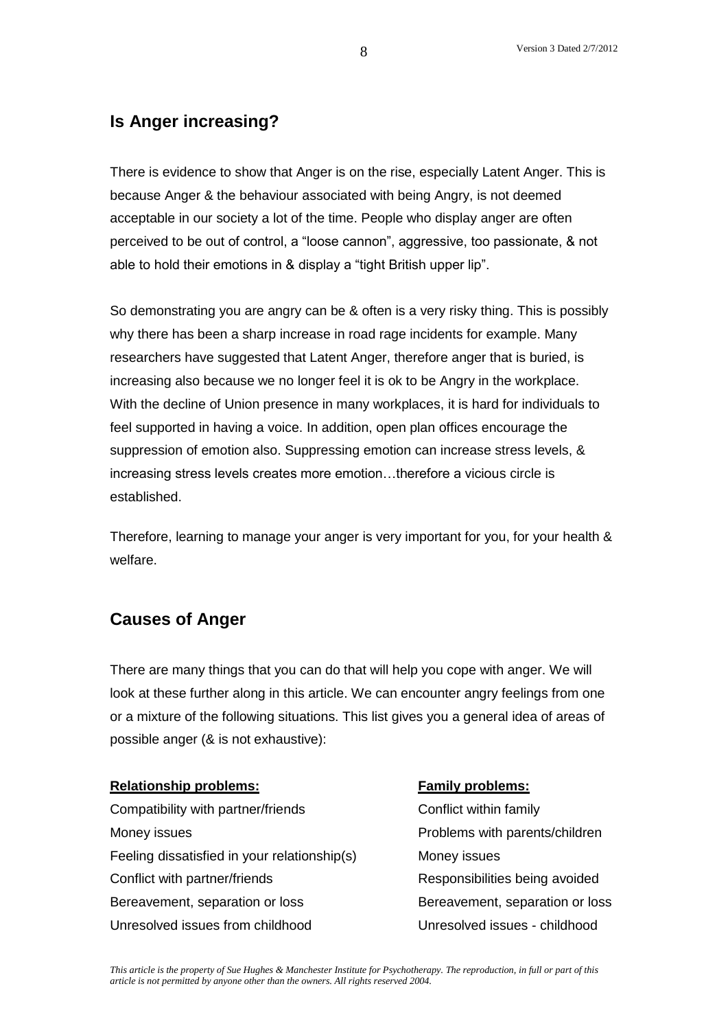## Is Anger increasing?

There is evidence to show that Anger is on the rise, especially Latent Anger. This is because Anger & the behaviour associated with being Angry, is not deemed acceptable in our society a lot of the time. People who display anger are often perceived to be out of control, a "loose cannon", aggressive, too passionate, & not able to hold their emotions in & display a "tight British upper lip".

So demonstrating you are angry can be & often is a very risky thing. This is possibly why there has been a sharp increase in road rage incidents for example. Many researchers have suggested that Latent Anger, therefore anger that is buried, is increasing also because we no longer feel it is ok to be Angry in the workplace. With the decline of Union presence in many workplaces, it is hard for individuals to feel supported in having a voice. In addition, open plan offices encourage the suppression of emotion also. Suppressing emotion can increase stress levels, & increasing stress levels creates more emotion…therefore a vicious circle is established.

Therefore, learning to manage your anger is very important for you, for your health & welfare.

## Causes of Anger

There are many things that you can do that will help you cope with anger. We will look at these further along in this article. We can encounter angry feelings from one or a mixture of the following situations. This list gives you a general idea of areas of possible anger (& is not exhaustive):

**Relationship problems:**

Compatibility with partner/friends
Money issues
Feeling dissatisfied in your relationship(s)
Conflict with partner/friends
Bereavement, separation or loss
Unresolved issues from childhood

**Family problems:**

Conflict within family
Problems with parents/children
Money issues
Responsibilities being avoided
Bereavement, separation or loss
Unresolved issues - childhood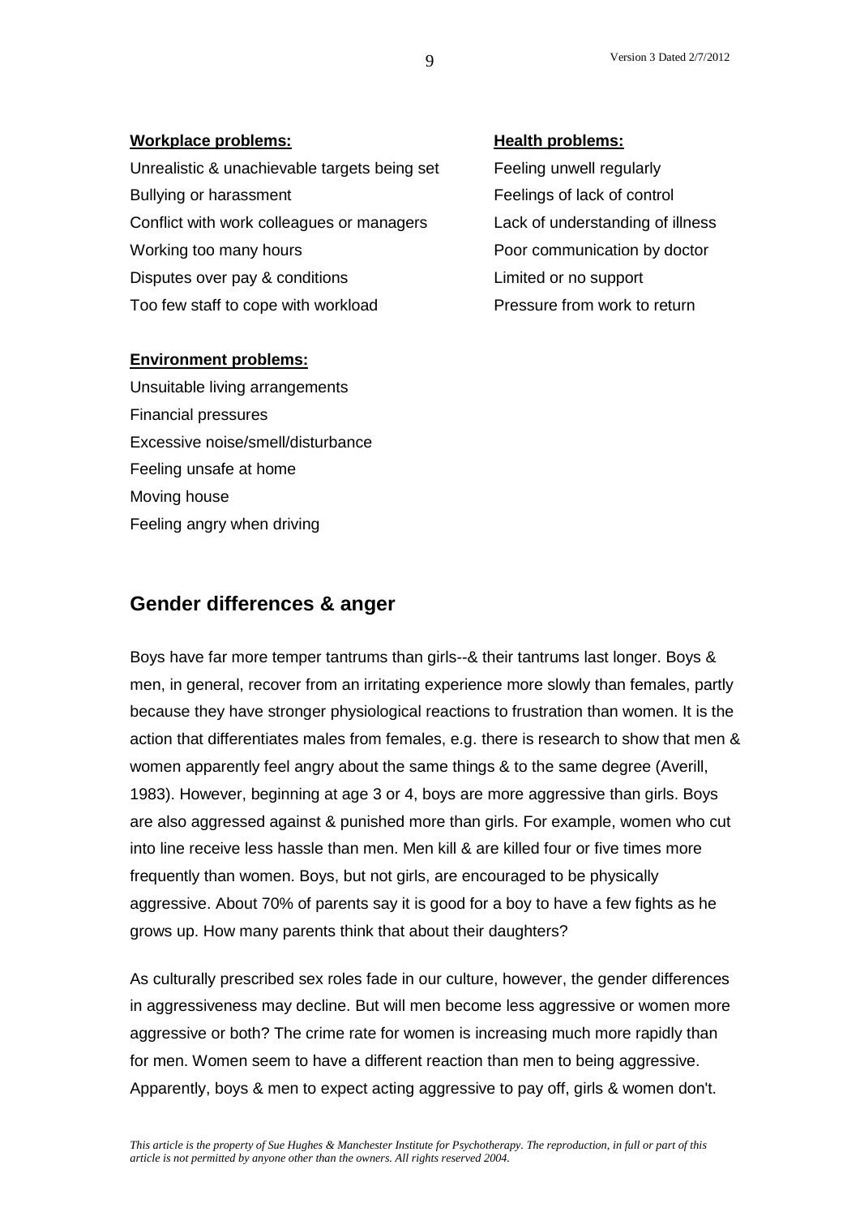**Workplace problems:**

Unrealistic & unachievable targets being set
Bullying or harassment
Conflict with work colleagues or managers
Working too many hours
Disputes over pay & conditions
Too few staff to cope with workload

**Health problems:**

Feeling unwell regularly
Feelings of lack of control
Lack of understanding of illness
Poor communication by doctor
Limited or no support
Pressure from work to return

**Environment problems:**

Unsuitable living arrangements
Financial pressures
Excessive noise/smell/disturbance
Feeling unsafe at home
Moving house
Feeling angry when driving

## Gender differences & anger

Boys have far more temper tantrums than girls--& their tantrums last longer. Boys & men, in general, recover from an irritating experience more slowly than females, partly because they have stronger physiological reactions to frustration than women. It is the action that differentiates males from females, e.g. there is research to show that men & women apparently feel angry about the same things & to the same degree (Averill, 1983). However, beginning at age 3 or 4, boys are more aggressive than girls. Boys are also aggressed against & punished more than girls. For example, women who cut into line receive less hassle than men. Men kill & are killed four or five times more frequently than women. Boys, but not girls, are encouraged to be physically aggressive. About 70% of parents say it is good for a boy to have a few fights as he grows up. How many parents think that about their daughters?

As culturally prescribed sex roles fade in our culture, however, the gender differences in aggressiveness may decline. But will men become less aggressive or women more aggressive or both? The crime rate for women is increasing much more rapidly than for men. Women seem to have a different reaction than men to being aggressive. Apparently, boys & men to expect acting aggressive to pay off, girls & women don't.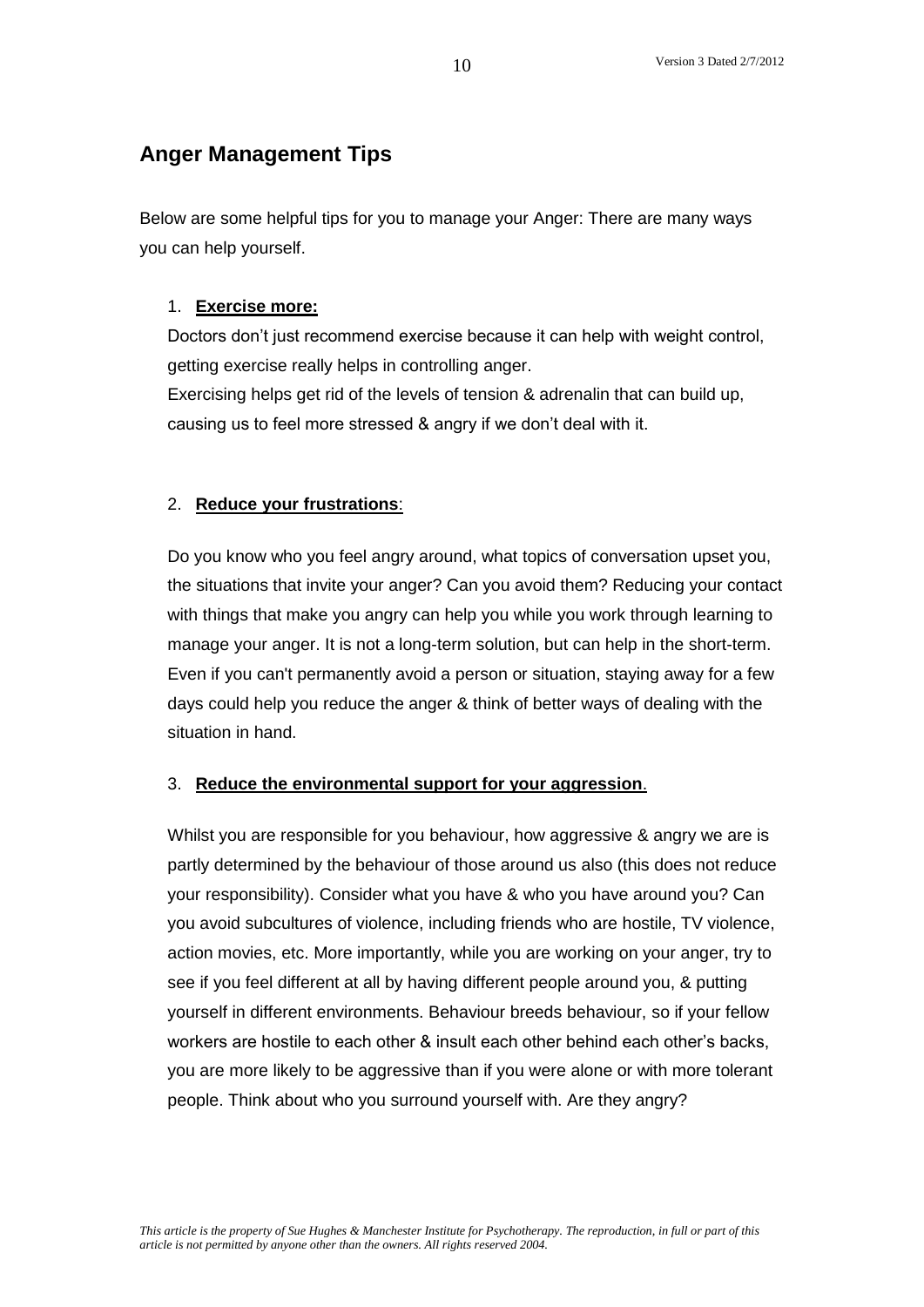## Anger Management Tips

Below are some helpful tips for you to manage your Anger: There are many ways you can help yourself.

1. **Exercise more:**

   Doctors don't just recommend exercise because it can help with weight control, getting exercise really helps in controlling anger.

   Exercising helps get rid of the levels of tension & adrenalin that can build up, causing us to feel more stressed & angry if we don't deal with it.

2. **Reduce your frustrations**:

   Do you know who you feel angry around, what topics of conversation upset you, the situations that invite your anger? Can you avoid them? Reducing your contact with things that make you angry can help you while you work through learning to manage your anger. It is not a long-term solution, but can help in the short-term. Even if you can't permanently avoid a person or situation, staying away for a few days could help you reduce the anger & think of better ways of dealing with the situation in hand.

3. **Reduce the environmental support for your aggression**.

   Whilst you are responsible for you behaviour, how aggressive & angry we are is partly determined by the behaviour of those around us also (this does not reduce your responsibility). Consider what you have & who you have around you? Can you avoid subcultures of violence, including friends who are hostile, TV violence, action movies, etc. More importantly, while you are working on your anger, try to see if you feel different at all by having different people around you, & putting yourself in different environments. Behaviour breeds behaviour, so if your fellow workers are hostile to each other & insult each other behind each other's backs, you are more likely to be aggressive than if you were alone or with more tolerant people. Think about who you surround yourself with. Are they angry?

*This article is the property of Sue Hughes & Manchester Institute for Psychotherapy. The reproduction, in full or part of this article is not permitted by anyone other than the owners. All rights reserved 2004.*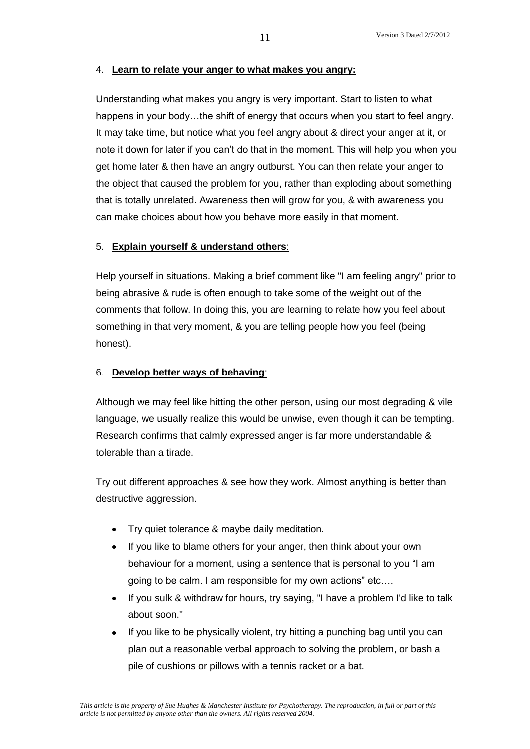4. **Learn to relate your anger to what makes you angry:**

Understanding what makes you angry is very important. Start to listen to what happens in your body…the shift of energy that occurs when you start to feel angry. It may take time, but notice what you feel angry about & direct your anger at it, or note it down for later if you can't do that in the moment. This will help you when you get home later & then have an angry outburst. You can then relate your anger to the object that caused the problem for you, rather than exploding about something that is totally unrelated. Awareness then will grow for you, & with awareness you can make choices about how you behave more easily in that moment.

5. **Explain yourself & understand others**:

Help yourself in situations. Making a brief comment like "I am feeling angry" prior to being abrasive & rude is often enough to take some of the weight out of the comments that follow. In doing this, you are learning to relate how you feel about something in that very moment, & you are telling people how you feel (being honest).

6. **Develop better ways of behaving**:

Although we may feel like hitting the other person, using our most degrading & vile language, we usually realize this would be unwise, even though it can be tempting. Research confirms that calmly expressed anger is far more understandable & tolerable than a tirade.

Try out different approaches & see how they work. Almost anything is better than destructive aggression.

- Try quiet tolerance & maybe daily meditation.
- If you like to blame others for your anger, then think about your own behaviour for a moment, using a sentence that is personal to you "I am going to be calm. I am responsible for my own actions" etc….
- If you sulk & withdraw for hours, try saying, "I have a problem I'd like to talk about soon."
- If you like to be physically violent, try hitting a punching bag until you can plan out a reasonable verbal approach to solving the problem, or bash a pile of cushions or pillows with a tennis racket or a bat.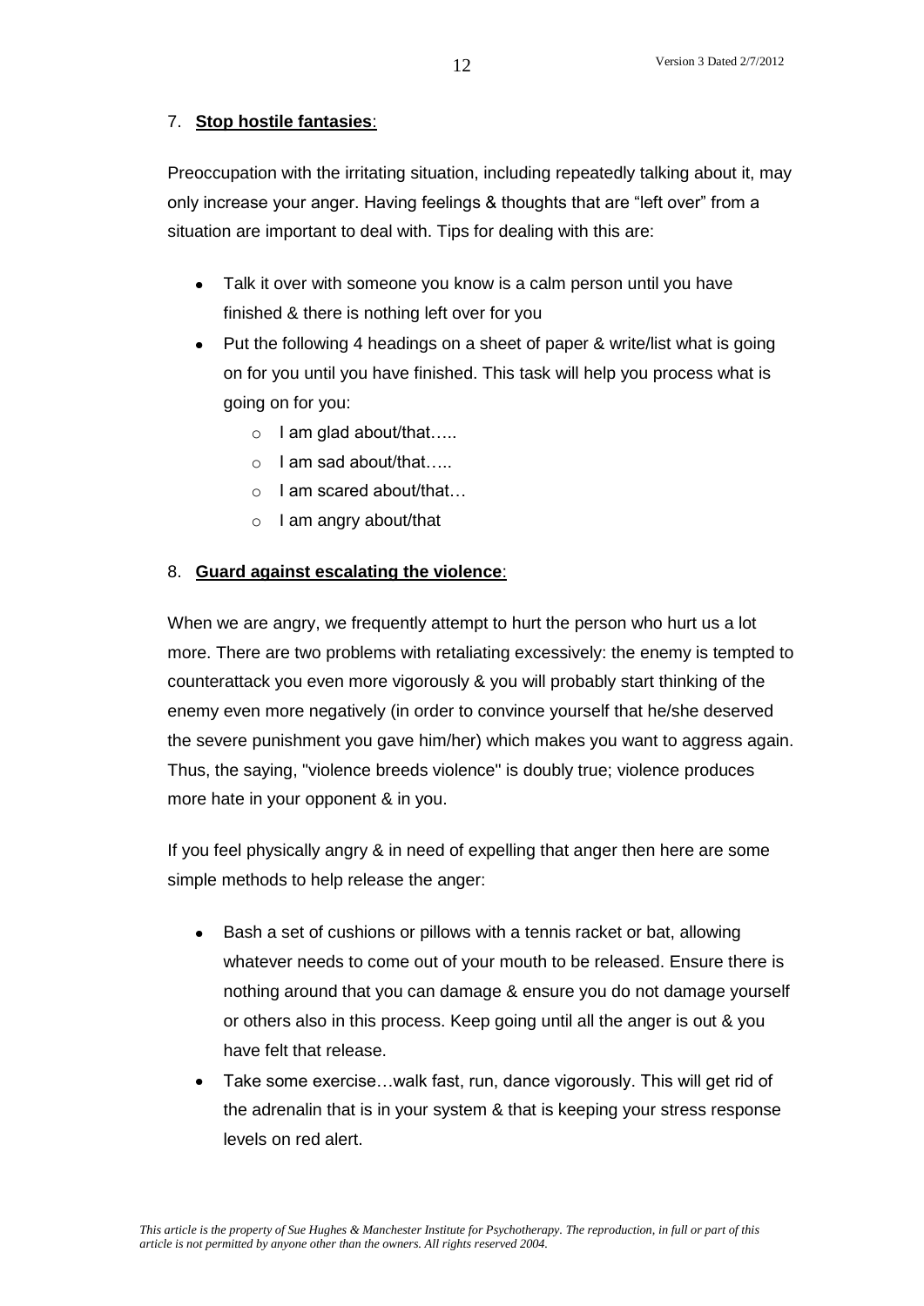7. **Stop hostile fantasies**:

Preoccupation with the irritating situation, including repeatedly talking about it, may only increase your anger. Having feelings & thoughts that are "left over" from a situation are important to deal with. Tips for dealing with this are:

- Talk it over with someone you know is a calm person until you have finished & there is nothing left over for you
- Put the following 4 headings on a sheet of paper & write/list what is going on for you until you have finished. This task will help you process what is going on for you:
    - I am glad about/that…..
    - I am sad about/that…..
    - I am scared about/that…
    - I am angry about/that

8. **Guard against escalating the violence**:

When we are angry, we frequently attempt to hurt the person who hurt us a lot more. There are two problems with retaliating excessively: the enemy is tempted to counterattack you even more vigorously & you will probably start thinking of the enemy even more negatively (in order to convince yourself that he/she deserved the severe punishment you gave him/her) which makes you want to aggress again. Thus, the saying, "violence breeds violence" is doubly true; violence produces more hate in your opponent & in you.

If you feel physically angry & in need of expelling that anger then here are some simple methods to help release the anger:

- Bash a set of cushions or pillows with a tennis racket or bat, allowing whatever needs to come out of your mouth to be released. Ensure there is nothing around that you can damage & ensure you do not damage yourself or others also in this process. Keep going until all the anger is out & you have felt that release.
- Take some exercise…walk fast, run, dance vigorously. This will get rid of the adrenalin that is in your system & that is keeping your stress response levels on red alert.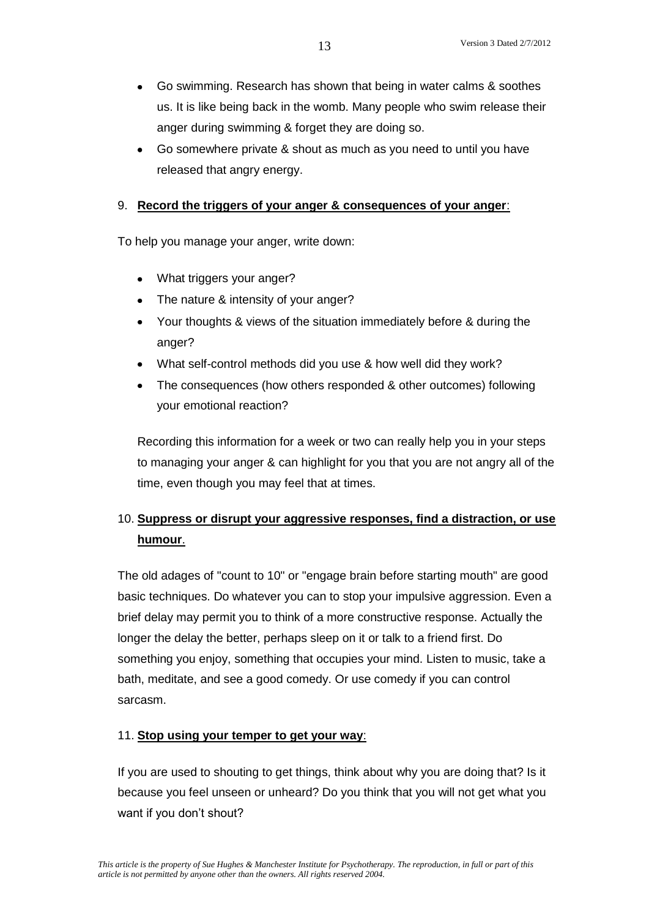- Go swimming. Research has shown that being in water calms & soothes us. It is like being back in the womb. Many people who swim release their anger during swimming & forget they are doing so.
- Go somewhere private & shout as much as you need to until you have released that angry energy.

9. **Record the triggers of your anger & consequences of your anger**:

To help you manage your anger, write down:

- What triggers your anger?
- The nature & intensity of your anger?
- Your thoughts & views of the situation immediately before & during the anger?
- What self-control methods did you use & how well did they work?
- The consequences (how others responded & other outcomes) following your emotional reaction?

Recording this information for a week or two can really help you in your steps to managing your anger & can highlight for you that you are not angry all of the time, even though you may feel that at times.

10. **Suppress or disrupt your aggressive responses, find a distraction, or use humour**.

The old adages of "count to 10" or "engage brain before starting mouth" are good basic techniques. Do whatever you can to stop your impulsive aggression. Even a brief delay may permit you to think of a more constructive response. Actually the longer the delay the better, perhaps sleep on it or talk to a friend first. Do something you enjoy, something that occupies your mind. Listen to music, take a bath, meditate, and see a good comedy. Or use comedy if you can control sarcasm.

11. **Stop using your temper to get your way**:

If you are used to shouting to get things, think about why you are doing that? Is it because you feel unseen or unheard? Do you think that you will not get what you want if you don't shout?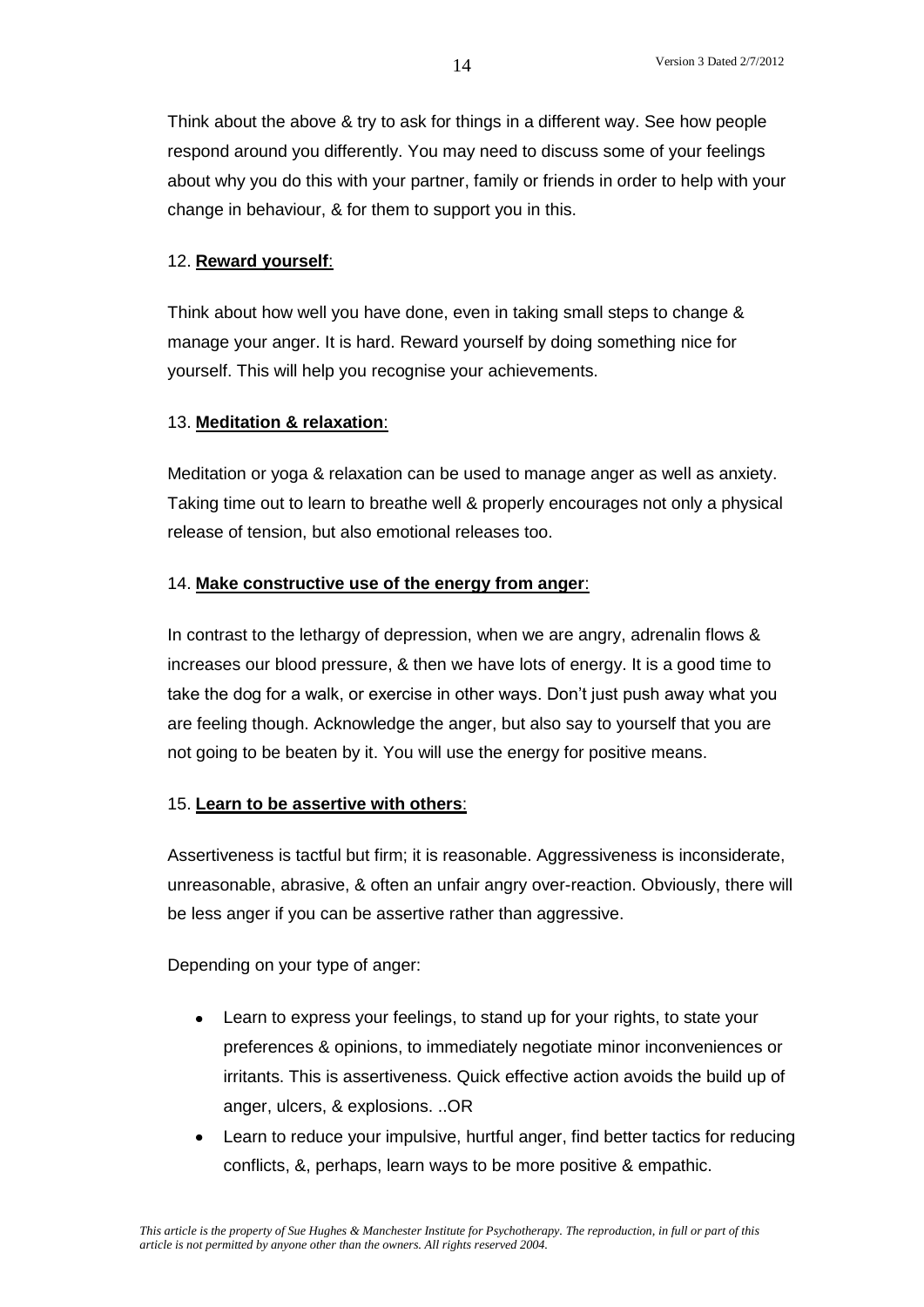Think about the above & try to ask for things in a different way. See how people respond around you differently. You may need to discuss some of your feelings about why you do this with your partner, family or friends in order to help with your change in behaviour, & for them to support you in this.

12. **Reward yourself**:

Think about how well you have done, even in taking small steps to change & manage your anger. It is hard. Reward yourself by doing something nice for yourself. This will help you recognise your achievements.

13. **Meditation & relaxation**:

Meditation or yoga & relaxation can be used to manage anger as well as anxiety. Taking time out to learn to breathe well & properly encourages not only a physical release of tension, but also emotional releases too.

14. **Make constructive use of the energy from anger**:

In contrast to the lethargy of depression, when we are angry, adrenalin flows & increases our blood pressure, & then we have lots of energy. It is a good time to take the dog for a walk, or exercise in other ways. Don't just push away what you are feeling though. Acknowledge the anger, but also say to yourself that you are not going to be beaten by it. You will use the energy for positive means.

15. **Learn to be assertive with others**:

Assertiveness is tactful but firm; it is reasonable. Aggressiveness is inconsiderate, unreasonable, abrasive, & often an unfair angry over-reaction. Obviously, there will be less anger if you can be assertive rather than aggressive.

Depending on your type of anger:

- Learn to express your feelings, to stand up for your rights, to state your preferences & opinions, to immediately negotiate minor inconveniences or irritants. This is assertiveness. Quick effective action avoids the build up of anger, ulcers, & explosions. ..OR
- Learn to reduce your impulsive, hurtful anger, find better tactics for reducing conflicts, &, perhaps, learn ways to be more positive & empathic.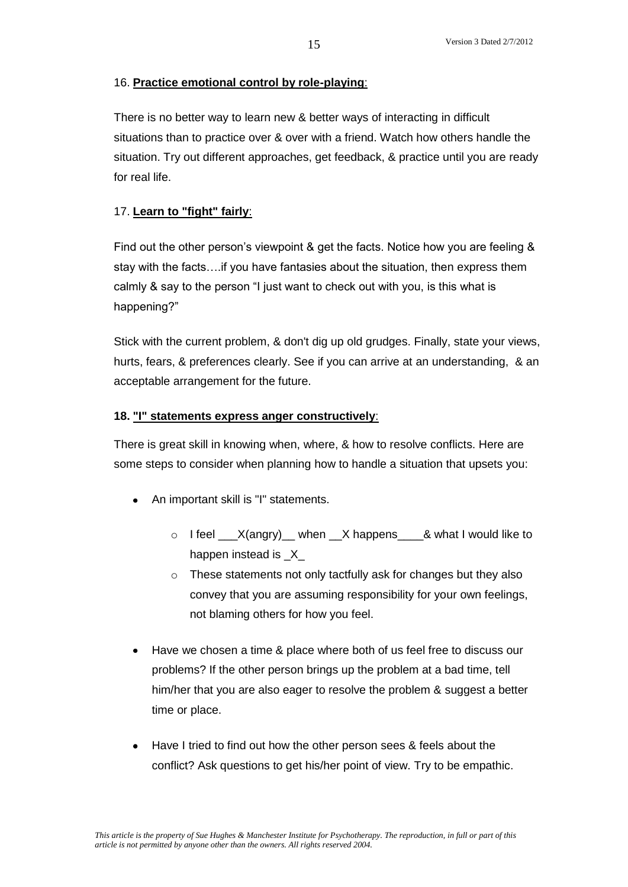16. **Practice emotional control by role-playing**:

There is no better way to learn new & better ways of interacting in difficult situations than to practice over & over with a friend. Watch how others handle the situation. Try out different approaches, get feedback, & practice until you are ready for real life.

17. **Learn to "fight" fairly**:

Find out the other person's viewpoint & get the facts. Notice how you are feeling & stay with the facts….if you have fantasies about the situation, then express them calmly & say to the person "I just want to check out with you, is this what is happening?"

Stick with the current problem, & don't dig up old grudges. Finally, state your views, hurts, fears, & preferences clearly. See if you can arrive at an understanding, & an acceptable arrangement for the future.

**18. "I" statements express anger constructively**:

There is great skill in knowing when, where, & how to resolve conflicts. Here are some steps to consider when planning how to handle a situation that upsets you:

- An important skill is "I" statements.
  - I feel ___X(angry)__ when __X happens____& what I would like to happen instead is _X_
  - These statements not only tactfully ask for changes but they also convey that you are assuming responsibility for your own feelings, not blaming others for how you feel.
- Have we chosen a time & place where both of us feel free to discuss our problems? If the other person brings up the problem at a bad time, tell him/her that you are also eager to resolve the problem & suggest a better time or place.
- Have I tried to find out how the other person sees & feels about the conflict? Ask questions to get his/her point of view. Try to be empathic.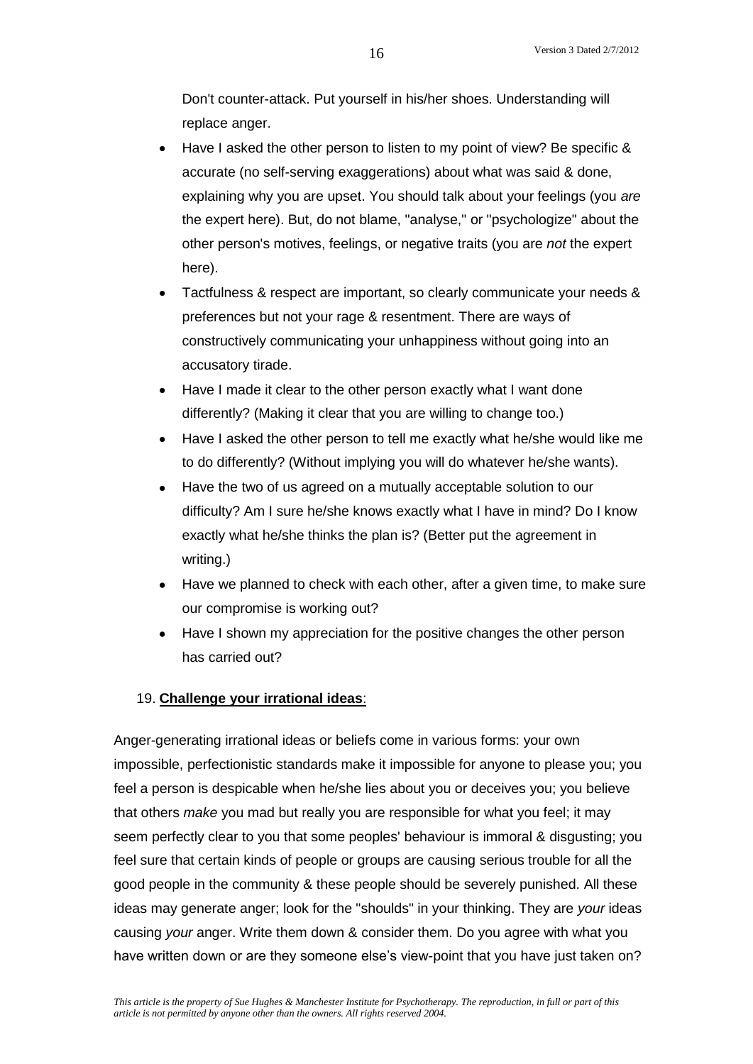Don't counter-attack. Put yourself in his/her shoes. Understanding will replace anger.

- Have I asked the other person to listen to my point of view? Be specific & accurate (no self-serving exaggerations) about what was said & done, explaining why you are upset. You should talk about your feelings (you *are* the expert here). But, do not blame, "analyse," or "psychologize" about the other person's motives, feelings, or negative traits (you are *not* the expert here).
- Tactfulness & respect are important, so clearly communicate your needs & preferences but not your rage & resentment. There are ways of constructively communicating your unhappiness without going into an accusatory tirade.
- Have I made it clear to the other person exactly what I want done differently? (Making it clear that you are willing to change too.)
- Have I asked the other person to tell me exactly what he/she would like me to do differently? (Without implying you will do whatever he/she wants).
- Have the two of us agreed on a mutually acceptable solution to our difficulty? Am I sure he/she knows exactly what I have in mind? Do I know exactly what he/she thinks the plan is? (Better put the agreement in writing.)
- Have we planned to check with each other, after a given time, to make sure our compromise is working out?
- Have I shown my appreciation for the positive changes the other person has carried out?

19. **Challenge your irrational ideas**:

Anger-generating irrational ideas or beliefs come in various forms: your own impossible, perfectionistic standards make it impossible for anyone to please you; you feel a person is despicable when he/she lies about you or deceives you; you believe that others *make* you mad but really you are responsible for what you feel; it may seem perfectly clear to you that some peoples' behaviour is immoral & disgusting; you feel sure that certain kinds of people or groups are causing serious trouble for all the good people in the community & these people should be severely punished. All these ideas may generate anger; look for the "shoulds" in your thinking. They are *your* ideas causing *your* anger. Write them down & consider them. Do you agree with what you have written down or are they someone else's view-point that you have just taken on?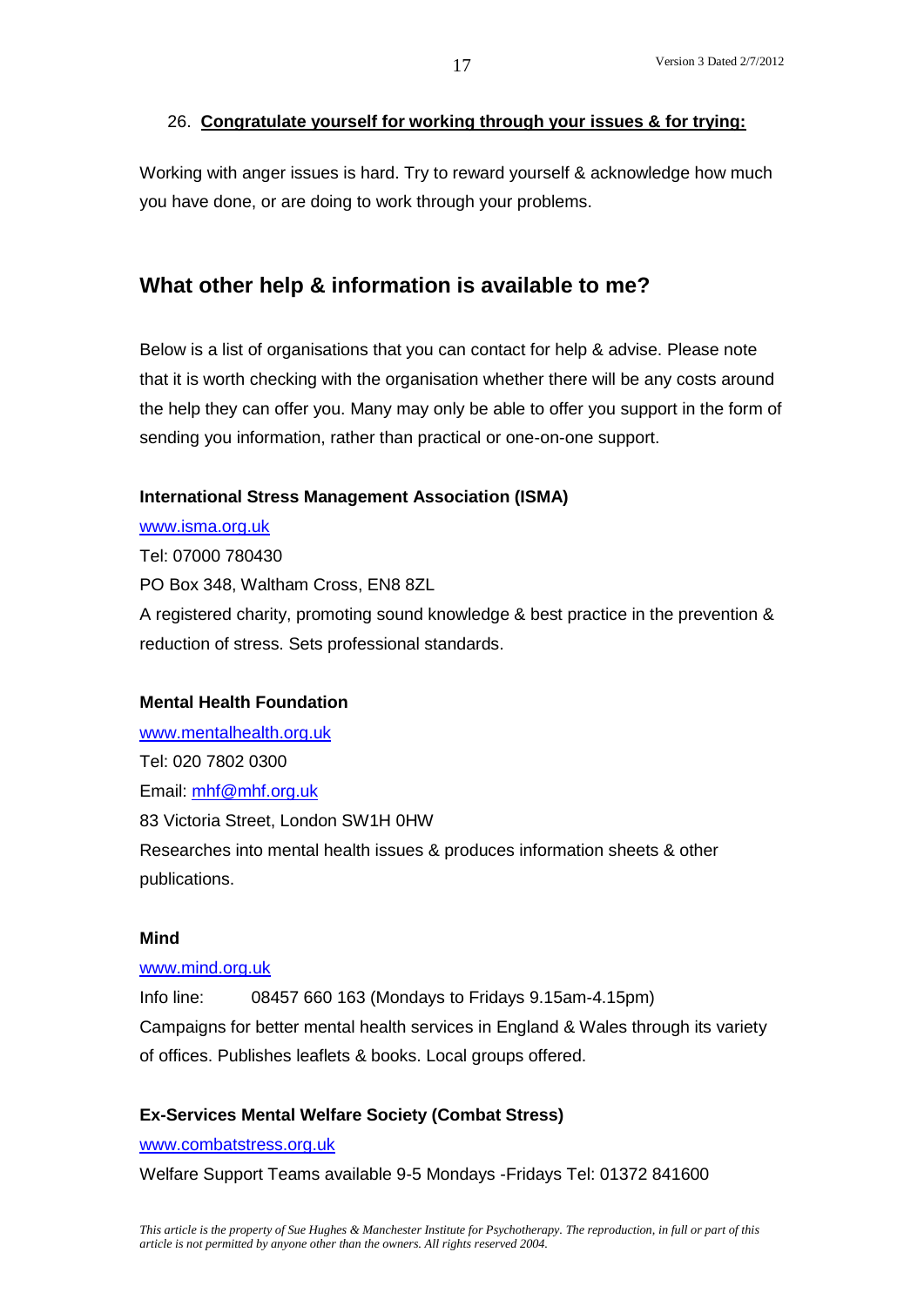26. **Congratulate yourself for working through your issues & for trying:**

Working with anger issues is hard. Try to reward yourself & acknowledge how much you have done, or are doing to work through your problems.

## What other help & information is available to me?

Below is a list of organisations that you can contact for help & advise. Please note that it is worth checking with the organisation whether there will be any costs around the help they can offer you. Many may only be able to offer you support in the form of sending you information, rather than practical or one-on-one support.

**International Stress Management Association (ISMA)**

www.isma.org.uk
Tel: 07000 780430
PO Box 348, Waltham Cross, EN8 8ZL
A registered charity, promoting sound knowledge & best practice in the prevention & reduction of stress. Sets professional standards.

**Mental Health Foundation**

www.mentalhealth.org.uk
Tel: 020 7802 0300
Email: mhf@mhf.org.uk
83 Victoria Street, London SW1H 0HW
Researches into mental health issues & produces information sheets & other publications.

**Mind**

www.mind.org.uk
Info line: 08457 660 163 (Mondays to Fridays 9.15am-4.15pm)
Campaigns for better mental health services in England & Wales through its variety of offices. Publishes leaflets & books. Local groups offered.

**Ex-Services Mental Welfare Society (Combat Stress)**

www.combatstress.org.uk
Welfare Support Teams available 9-5 Mondays -Fridays Tel: 01372 841600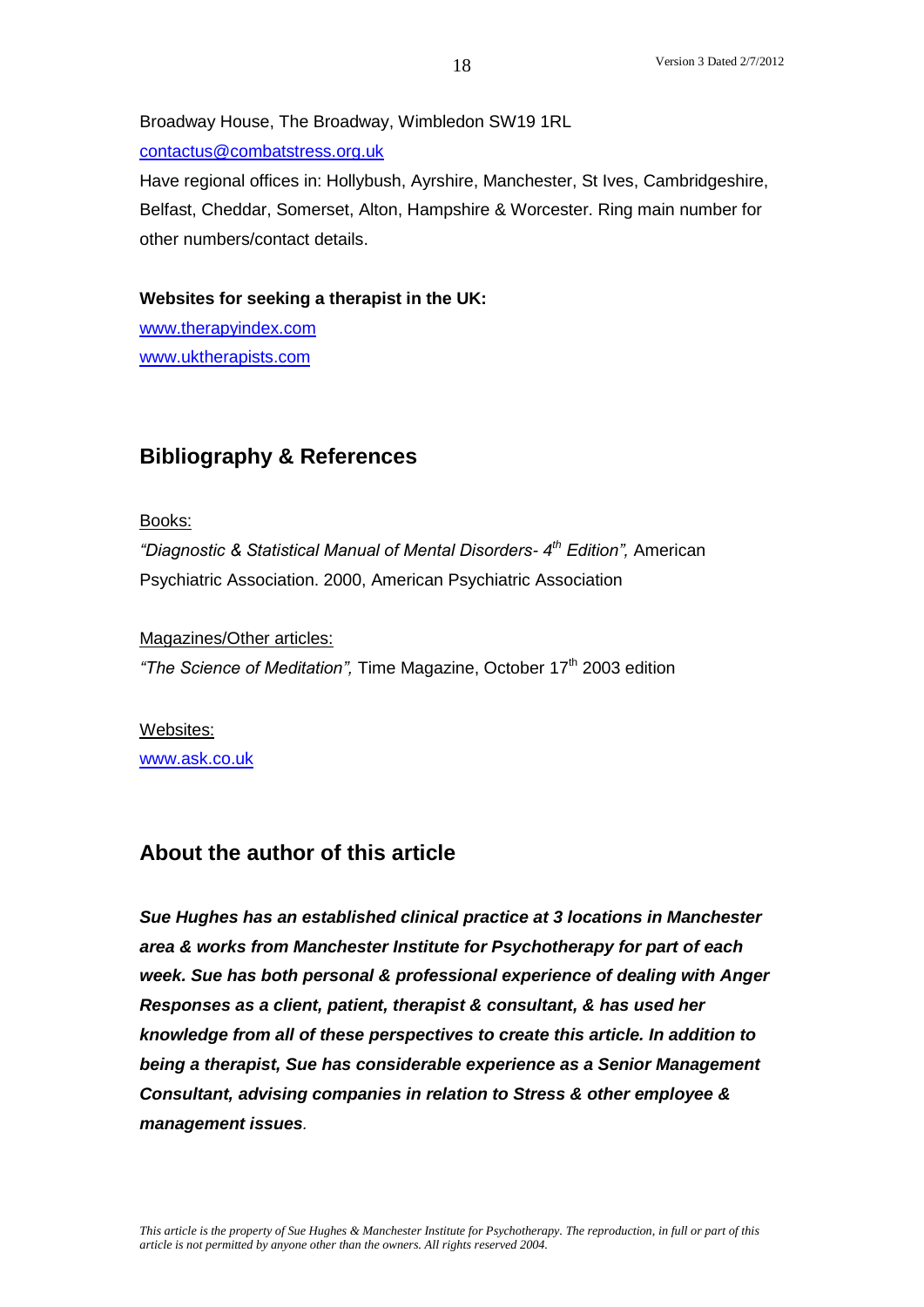Broadway House, The Broadway, Wimbledon SW19 1RL
contactus@combatstress.org.uk
Have regional offices in: Hollybush, Ayrshire, Manchester, St Ives, Cambridgeshire, Belfast, Cheddar, Somerset, Alton, Hampshire & Worcester. Ring main number for other numbers/contact details.

**Websites for seeking a therapist in the UK:**
www.therapyindex.com
www.uktherapists.com

## Bibliography & References

Books:
*"Diagnostic & Statistical Manual of Mental Disorders- 4th Edition",* American Psychiatric Association. 2000, American Psychiatric Association

Magazines/Other articles:
*"The Science of Meditation",* Time Magazine, October 17th 2003 edition

Websites:
www.ask.co.uk

## About the author of this article

***Sue Hughes has an established clinical practice at 3 locations in Manchester area & works from Manchester Institute for Psychotherapy for part of each week. Sue has both personal & professional experience of dealing with Anger Responses as a client, patient, therapist & consultant, & has used her knowledge from all of these perspectives to create this article. In addition to being a therapist, Sue has considerable experience as a Senior Management Consultant, advising companies in relation to Stress & other employee & management issues.***

*This article is the property of Sue Hughes & Manchester Institute for Psychotherapy. The reproduction, in full or part of this article is not permitted by anyone other than the owners. All rights reserved 2004.*